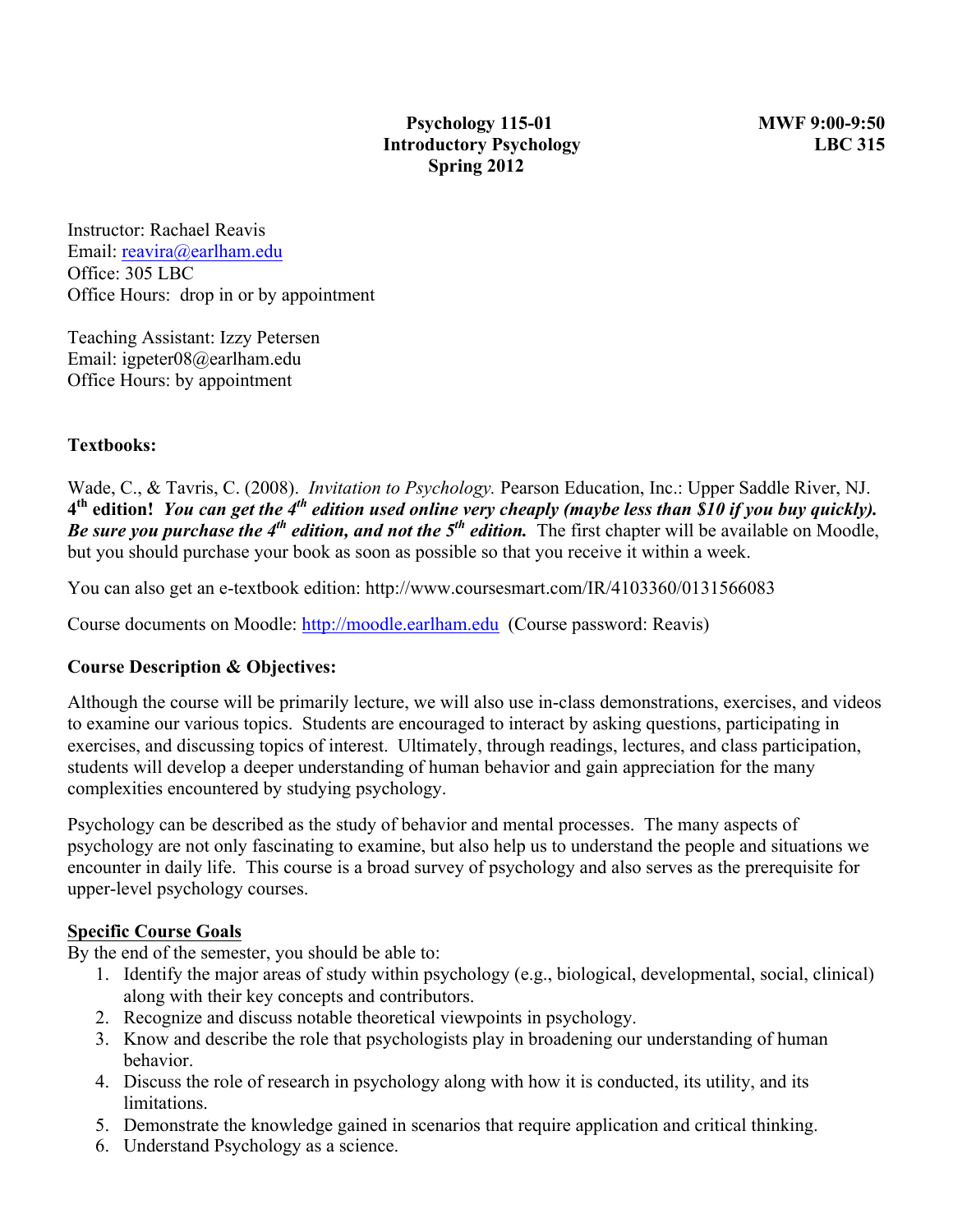**Psychology 115-01**
**Introductory Psychology**
**Spring 2012**

**MWF 9:00-9:50**
**LBC 315**

Instructor: Rachael Reavis
Email: reavira@earlham.edu
Office: 305 LBC
Office Hours: drop in or by appointment

Teaching Assistant: Izzy Petersen
Email: igpeter08@earlham.edu
Office Hours: by appointment

**Textbooks:**

Wade, C., & Tavris, C. (2008). *Invitation to Psychology.* Pearson Education, Inc.: Upper Saddle River, NJ. **4th edition!** ***You can get the 4th edition used online very cheaply (maybe less than $10 if you buy quickly). Be sure you purchase the 4th edition, and not the 5th edition.*** The first chapter will be available on Moodle, but you should purchase your book as soon as possible so that you receive it within a week.

You can also get an e-textbook edition: http://www.coursesmart.com/IR/4103360/0131566083

Course documents on Moodle: http://moodle.earlham.edu (Course password: Reavis)

**Course Description & Objectives:**

Although the course will be primarily lecture, we will also use in-class demonstrations, exercises, and videos to examine our various topics. Students are encouraged to interact by asking questions, participating in exercises, and discussing topics of interest. Ultimately, through readings, lectures, and class participation, students will develop a deeper understanding of human behavior and gain appreciation for the many complexities encountered by studying psychology.

Psychology can be described as the study of behavior and mental processes. The many aspects of psychology are not only fascinating to examine, but also help us to understand the people and situations we encounter in daily life. This course is a broad survey of psychology and also serves as the prerequisite for upper-level psychology courses.

**Specific Course Goals**

By the end of the semester, you should be able to:

1. Identify the major areas of study within psychology (e.g., biological, developmental, social, clinical) along with their key concepts and contributors.
2. Recognize and discuss notable theoretical viewpoints in psychology.
3. Know and describe the role that psychologists play in broadening our understanding of human behavior.
4. Discuss the role of research in psychology along with how it is conducted, its utility, and its limitations.
5. Demonstrate the knowledge gained in scenarios that require application and critical thinking.
6. Understand Psychology as a science.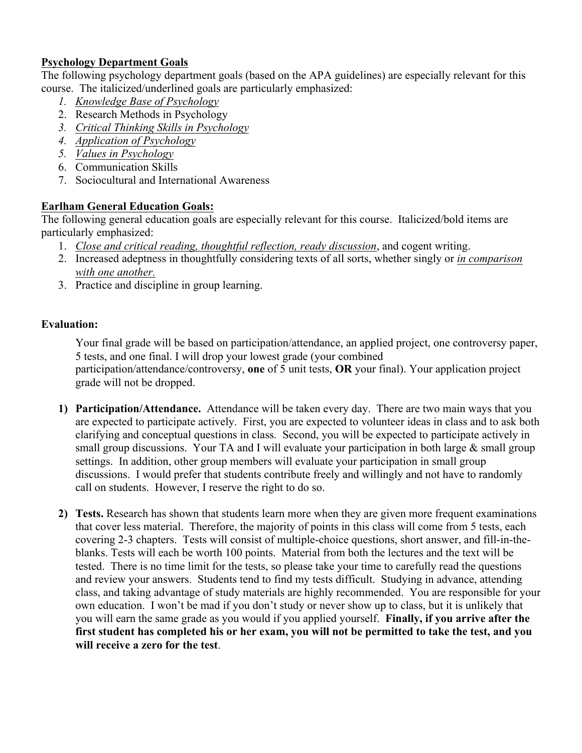**Psychology Department Goals**

The following psychology department goals (based on the APA guidelines) are especially relevant for this course. The italicized/underlined goals are particularly emphasized:

1. *Knowledge Base of Psychology*
2. Research Methods in Psychology
3. *Critical Thinking Skills in Psychology*
4. *Application of Psychology*
5. *Values in Psychology*
6. Communication Skills
7. Sociocultural and International Awareness

**Earlham General Education Goals:**

The following general education goals are especially relevant for this course. Italicized/bold items are particularly emphasized:

1. *Close and critical reading, thoughtful reflection, ready discussion*, and cogent writing.
2. Increased adeptness in thoughtfully considering texts of all sorts, whether singly or *in comparison with one another.*
3. Practice and discipline in group learning.

**Evaluation:**

Your final grade will be based on participation/attendance, an applied project, one controversy paper, 5 tests, and one final. I will drop your lowest grade (your combined participation/attendance/controversy, **one** of 5 unit tests, **OR** your final). Your application project grade will not be dropped.

1) **Participation/Attendance.** Attendance will be taken every day. There are two main ways that you are expected to participate actively. First, you are expected to volunteer ideas in class and to ask both clarifying and conceptual questions in class. Second, you will be expected to participate actively in small group discussions. Your TA and I will evaluate your participation in both large & small group settings. In addition, other group members will evaluate your participation in small group discussions. I would prefer that students contribute freely and willingly and not have to randomly call on students. However, I reserve the right to do so.

2) **Tests.** Research has shown that students learn more when they are given more frequent examinations that cover less material. Therefore, the majority of points in this class will come from 5 tests, each covering 2-3 chapters. Tests will consist of multiple-choice questions, short answer, and fill-in-the-blanks. Tests will each be worth 100 points. Material from both the lectures and the text will be tested. There is no time limit for the tests, so please take your time to carefully read the questions and review your answers. Students tend to find my tests difficult. Studying in advance, attending class, and taking advantage of study materials are highly recommended. You are responsible for your own education. I won't be mad if you don't study or never show up to class, but it is unlikely that you will earn the same grade as you would if you applied yourself. **Finally, if you arrive after the first student has completed his or her exam, you will not be permitted to take the test, and you will receive a zero for the test**.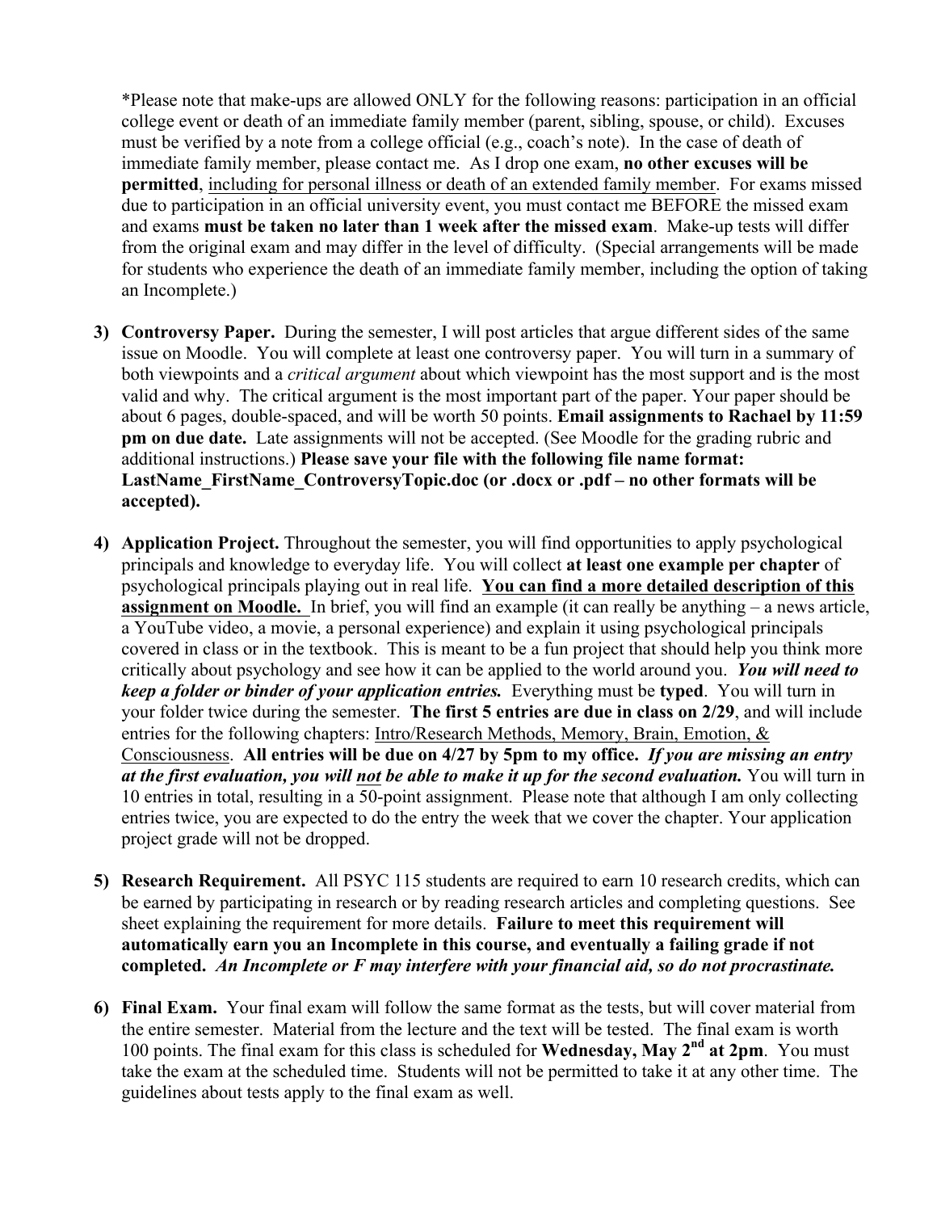*Please note that make-ups are allowed ONLY for the following reasons: participation in an official college event or death of an immediate family member (parent, sibling, spouse, or child). Excuses must be verified by a note from a college official (e.g., coach's note). In the case of death of immediate family member, please contact me. As I drop one exam, **no other excuses will be permitted**, <u>including for personal illness or death of an extended family member</u>. For exams missed due to participation in an official university event, you must contact me BEFORE the missed exam and exams **must be taken no later than 1 week after the missed exam**. Make-up tests will differ from the original exam and may differ in the level of difficulty. (Special arrangements will be made for students who experience the death of an immediate family member, including the option of taking an Incomplete.)

3) **Controversy Paper.** During the semester, I will post articles that argue different sides of the same issue on Moodle. You will complete at least one controversy paper. You will turn in a summary of both viewpoints and a *critical argument* about which viewpoint has the most support and is the most valid and why. The critical argument is the most important part of the paper. Your paper should be about 6 pages, double-spaced, and will be worth 50 points. **Email assignments to Rachael by 11:59 pm on due date.** Late assignments will not be accepted. (See Moodle for the grading rubric and additional instructions.) **Please save your file with the following file name format: LastName_FirstName_ControversyTopic.doc (or .docx or .pdf – no other formats will be accepted).**

4) **Application Project.** Throughout the semester, you will find opportunities to apply psychological principals and knowledge to everyday life. You will collect **at least one example per chapter** of psychological principals playing out in real life. **<u>You can find a more detailed description of this assignment on Moodle.</u>** In brief, you will find an example (it can really be anything – a news article, a YouTube video, a movie, a personal experience) and explain it using psychological principals covered in class or in the textbook. This is meant to be a fun project that should help you think more critically about psychology and see how it can be applied to the world around you. ***You will need to keep a folder or binder of your application entries.*** Everything must be **typed**. You will turn in your folder twice during the semester. **The first 5 entries are due in class on 2/29**, and will include entries for the following chapters: <u>Intro/Research Methods, Memory, Brain, Emotion, & Consciousness</u>. **All entries will be due on 4/27 by 5pm to my office.** ***If you are missing an entry at the first evaluation, you will <u>not</u> be able to make it up for the second evaluation.*** You will turn in 10 entries in total, resulting in a 50-point assignment. Please note that although I am only collecting entries twice, you are expected to do the entry the week that we cover the chapter. Your application project grade will not be dropped.

5) **Research Requirement.** All PSYC 115 students are required to earn 10 research credits, which can be earned by participating in research or by reading research articles and completing questions. See sheet explaining the requirement for more details. **Failure to meet this requirement will automatically earn you an Incomplete in this course, and eventually a failing grade if not completed.** ***An Incomplete or F may interfere with your financial aid, so do not procrastinate.***

6) **Final Exam.** Your final exam will follow the same format as the tests, but will cover material from the entire semester. Material from the lecture and the text will be tested. The final exam is worth 100 points. The final exam for this class is scheduled for **Wednesday, May 2nd at 2pm**. You must take the exam at the scheduled time. Students will not be permitted to take it at any other time. The guidelines about tests apply to the final exam as well.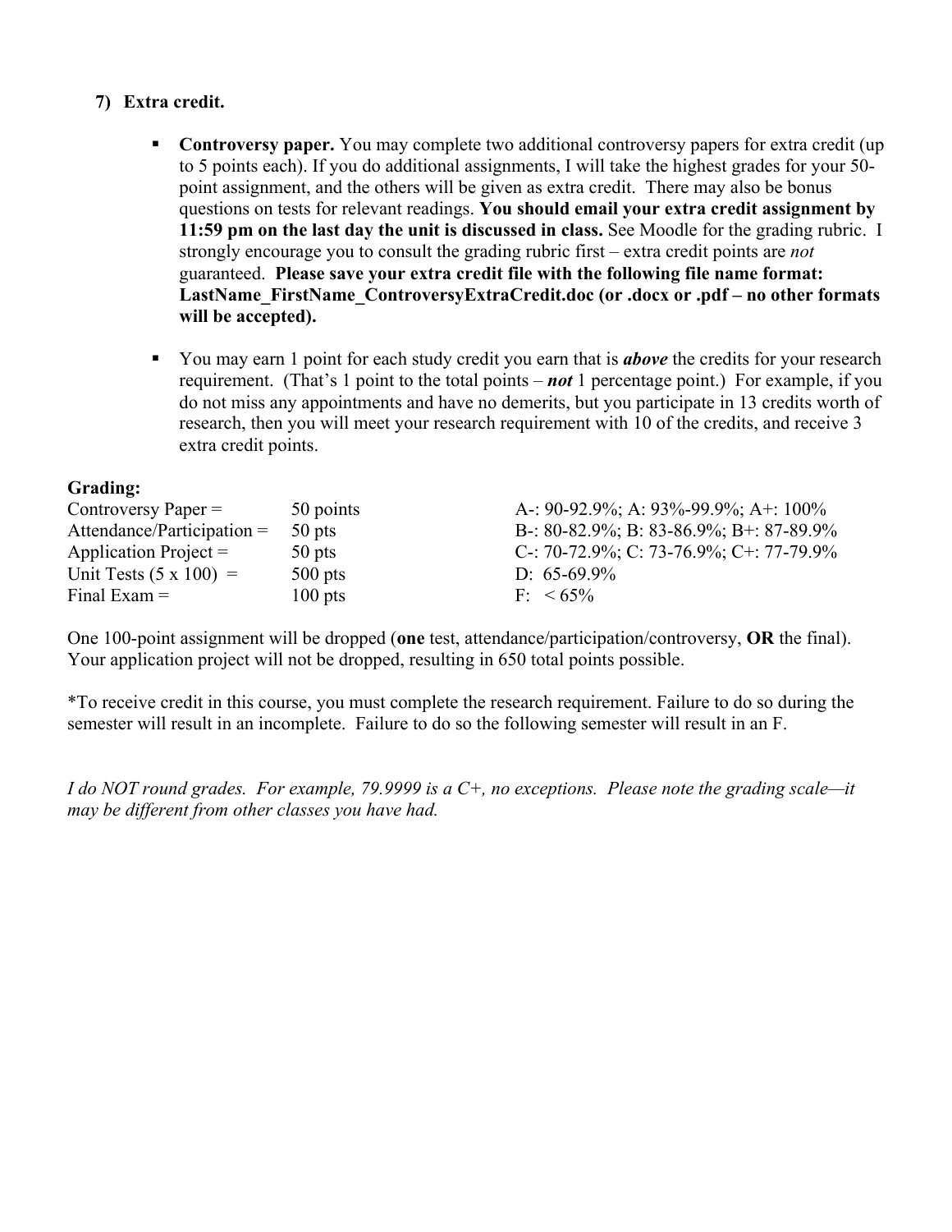7) **Extra credit.**

- **Controversy paper.** You may complete two additional controversy papers for extra credit (up to 5 points each). If you do additional assignments, I will take the highest grades for your 50-point assignment, and the others will be given as extra credit. There may also be bonus questions on tests for relevant readings. **You should email your extra credit assignment by 11:59 pm on the last day the unit is discussed in class.** See Moodle for the grading rubric. I strongly encourage you to consult the grading rubric first – extra credit points are *not* guaranteed. **Please save your extra credit file with the following file name format: LastName_FirstName_ControversyExtraCredit.doc (or .docx or .pdf – no other formats will be accepted).**

- You may earn 1 point for each study credit you earn that is ***above*** the credits for your research requirement. (That's 1 point to the total points – ***not*** 1 percentage point.) For example, if you do not miss any appointments and have no demerits, but you participate in 13 credits worth of research, then you will meet your research requirement with 10 of the credits, and receive 3 extra credit points.

**Grading:**

| | | |
|---|---|---|
| Controversy Paper = | 50 points | A-: 90-92.9%; A: 93%-99.9%; A+: 100% |
| Attendance/Participation = | 50 pts | B-: 80-82.9%; B: 83-86.9%; B+: 87-89.9% |
| Application Project = | 50 pts | C-: 70-72.9%; C: 73-76.9%; C+: 77-79.9% |
| Unit Tests (5 x 100) = | 500 pts | D: 65-69.9% |
| Final Exam = | 100 pts | F: < 65% |

One 100-point assignment will be dropped (**one** test, attendance/participation/controversy, **OR** the final). Your application project will not be dropped, resulting in 650 total points possible.

*To receive credit in this course, you must complete the research requirement. Failure to do so during the semester will result in an incomplete. Failure to do so the following semester will result in an F.

*I do NOT round grades. For example, 79.9999 is a C+, no exceptions. Please note the grading scale—it may be different from other classes you have had.*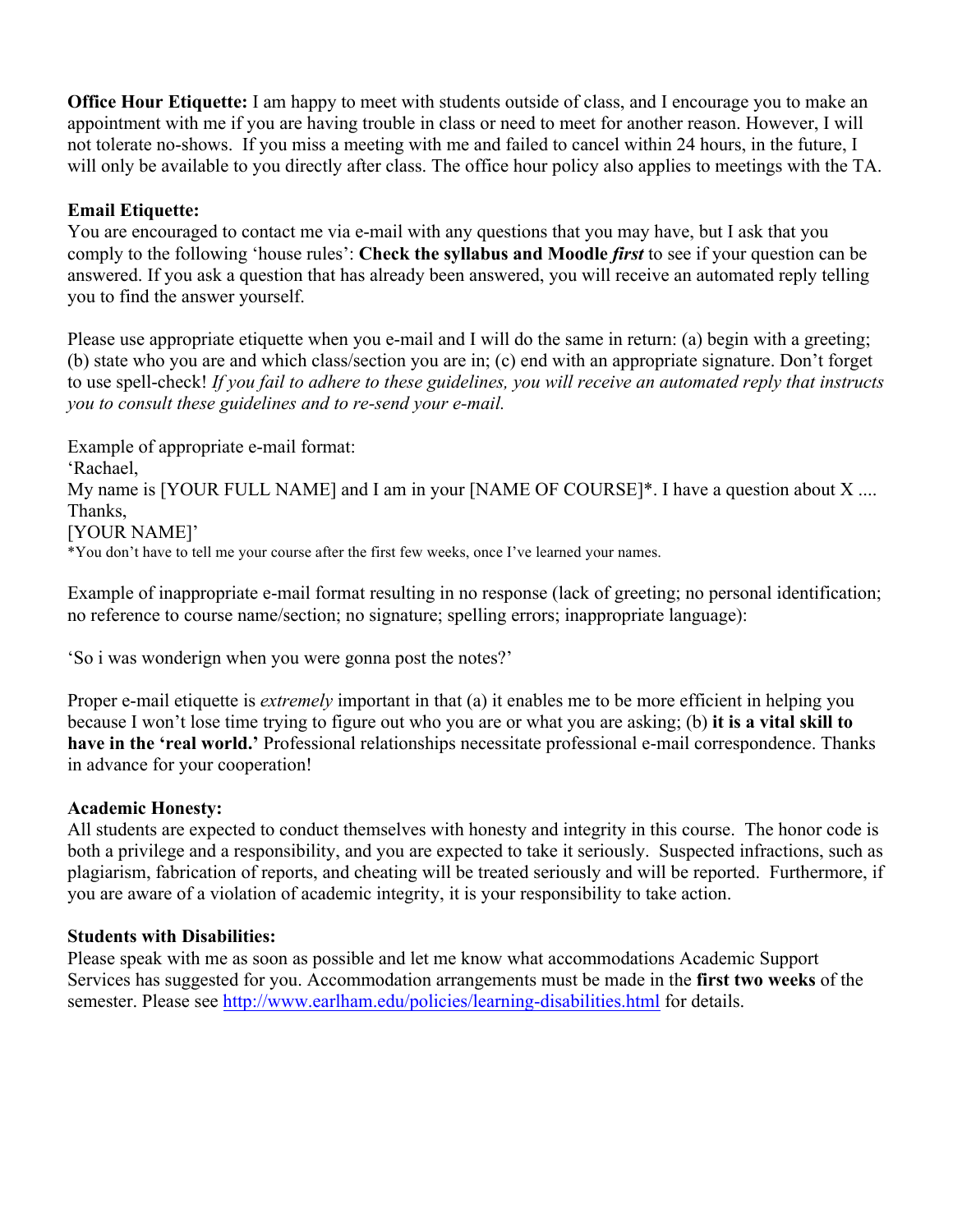**Office Hour Etiquette:** I am happy to meet with students outside of class, and I encourage you to make an appointment with me if you are having trouble in class or need to meet for another reason. However, I will not tolerate no-shows. If you miss a meeting with me and failed to cancel within 24 hours, in the future, I will only be available to you directly after class. The office hour policy also applies to meetings with the TA.

**Email Etiquette:**

You are encouraged to contact me via e-mail with any questions that you may have, but I ask that you comply to the following 'house rules': **Check the syllabus and Moodle *first*** to see if your question can be answered. If you ask a question that has already been answered, you will receive an automated reply telling you to find the answer yourself.

Please use appropriate etiquette when you e-mail and I will do the same in return: (a) begin with a greeting; (b) state who you are and which class/section you are in; (c) end with an appropriate signature. Don't forget to use spell-check! *If you fail to adhere to these guidelines, you will receive an automated reply that instructs you to consult these guidelines and to re-send your e-mail.*

Example of appropriate e-mail format:
'Rachael,
My name is [YOUR FULL NAME] and I am in your [NAME OF COURSE]*. I have a question about X ....
Thanks,
[YOUR NAME]'
*You don't have to tell me your course after the first few weeks, once I've learned your names.

Example of inappropriate e-mail format resulting in no response (lack of greeting; no personal identification; no reference to course name/section; no signature; spelling errors; inappropriate language):

'So i was wonderign when you were gonna post the notes?'

Proper e-mail etiquette is *extremely* important in that (a) it enables me to be more efficient in helping you because I won't lose time trying to figure out who you are or what you are asking; (b) **it is a vital skill to have in the 'real world.'** Professional relationships necessitate professional e-mail correspondence. Thanks in advance for your cooperation!

**Academic Honesty:**

All students are expected to conduct themselves with honesty and integrity in this course. The honor code is both a privilege and a responsibility, and you are expected to take it seriously. Suspected infractions, such as plagiarism, fabrication of reports, and cheating will be treated seriously and will be reported. Furthermore, if you are aware of a violation of academic integrity, it is your responsibility to take action.

**Students with Disabilities:**

Please speak with me as soon as possible and let me know what accommodations Academic Support Services has suggested for you. Accommodation arrangements must be made in the **first two weeks** of the semester. Please see http://www.earlham.edu/policies/learning-disabilities.html for details.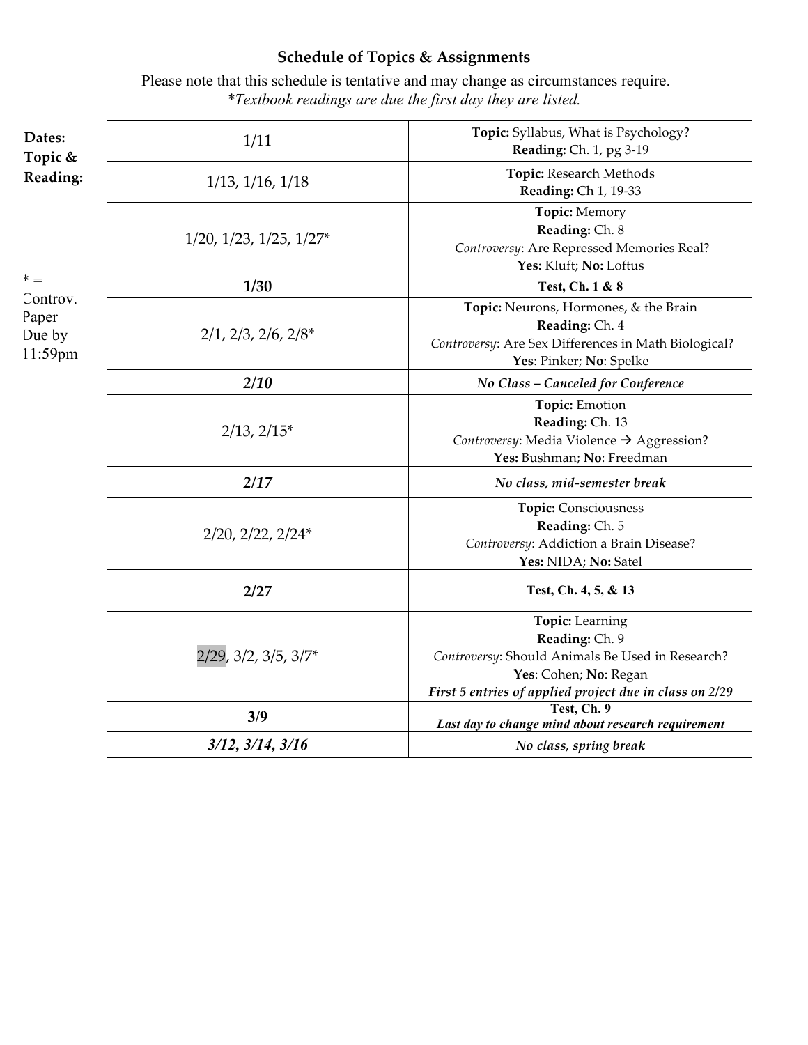# Schedule of Topics & Assignments

Please note that this schedule is tentative and may change as circumstances require.
*\*Textbook readings are due the first day they are listed.*

**Dates: Topic & Reading:**

\* = Controv. Paper Due by 11:59pm

| Dates | Topic & Reading |
|---|---|
| 1/11 | **Topic:** Syllabus, What is Psychology?<br>**Reading:** Ch. 1, pg 3-19 |
| 1/13, 1/16, 1/18 | **Topic:** Research Methods<br>**Reading:** Ch 1, 19-33 |
| 1/20, 1/23, 1/25, 1/27* | **Topic:** Memory<br>**Reading:** Ch. 8<br>*Controversy*: Are Repressed Memories Real?<br>**Yes:** Kluft; **No:** Loftus |
| **1/30** | **Test, Ch. 1 & 8** |
| 2/1, 2/3, 2/6, 2/8* | **Topic:** Neurons, Hormones, & the Brain<br>**Reading:** Ch. 4<br>*Controversy*: Are Sex Differences in Math Biological?<br>**Yes**: Pinker; **No**: Spelke |
| ***2/10*** | ***No Class – Canceled for Conference*** |
| 2/13, 2/15* | **Topic:** Emotion<br>**Reading:** Ch. 13<br>*Controversy*: Media Violence → Aggression?<br>**Yes:** Bushman; **No**: Freedman |
| ***2/17*** | ***No class, mid-semester break*** |
| 2/20, 2/22, 2/24* | **Topic:** Consciousness<br>**Reading:** Ch. 5<br>*Controversy*: Addiction a Brain Disease?<br>**Yes:** NIDA; **No:** Satel |
| **2/27** | **Test, Ch. 4, 5, & 13** |
| 2/29, 3/2, 3/5, 3/7* | **Topic:** Learning<br>**Reading:** Ch. 9<br>*Controversy*: Should Animals Be Used in Research?<br>**Yes**: Cohen; **No**: Regan<br>***First 5 entries of applied project due in class on 2/29*** |
| **3/9** | **Test, Ch. 9**<br>***Last day to change mind about research requirement*** |
| ***3/12, 3/14, 3/16*** | ***No class, spring break*** |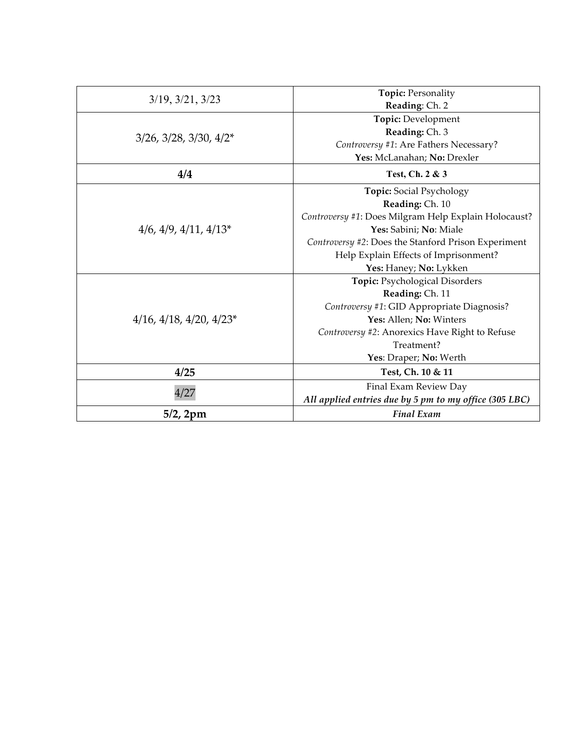| | |
|---|---|
| 3/19, 3/21, 3/23 | **Topic:** Personality<br>**Reading**: Ch. 2 |
| 3/26, 3/28, 3/30, 4/2* | **Topic:** Development<br>**Reading:** Ch. 3<br>*Controversy #1*: Are Fathers Necessary?<br>**Yes:** McLanahan; **No:** Drexler |
| **4/4** | **Test, Ch. 2 & 3** |
| 4/6, 4/9, 4/11, 4/13* | **Topic:** Social Psychology<br>**Reading:** Ch. 10<br>*Controversy #1*: Does Milgram Help Explain Holocaust?<br>**Yes:** Sabini; **No**: Miale<br>*Controversy #2*: Does the Stanford Prison Experiment Help Explain Effects of Imprisonment?<br>**Yes:** Haney; **No:** Lykken |
| 4/16, 4/18, 4/20, 4/23* | **Topic:** Psychological Disorders<br>**Reading:** Ch. 11<br>*Controversy #1*: GID Appropriate Diagnosis?<br>**Yes:** Allen; **No:** Winters<br>*Controversy #2*: Anorexics Have Right to Refuse Treatment?<br>**Yes**: Draper; **No:** Werth |
| **4/25** | **Test, Ch. 10 & 11** |
| 4/27 | Final Exam Review Day<br>***All applied entries due by 5 pm to my office (305 LBC)*** |
| **5/2, 2pm** | ***Final Exam*** |